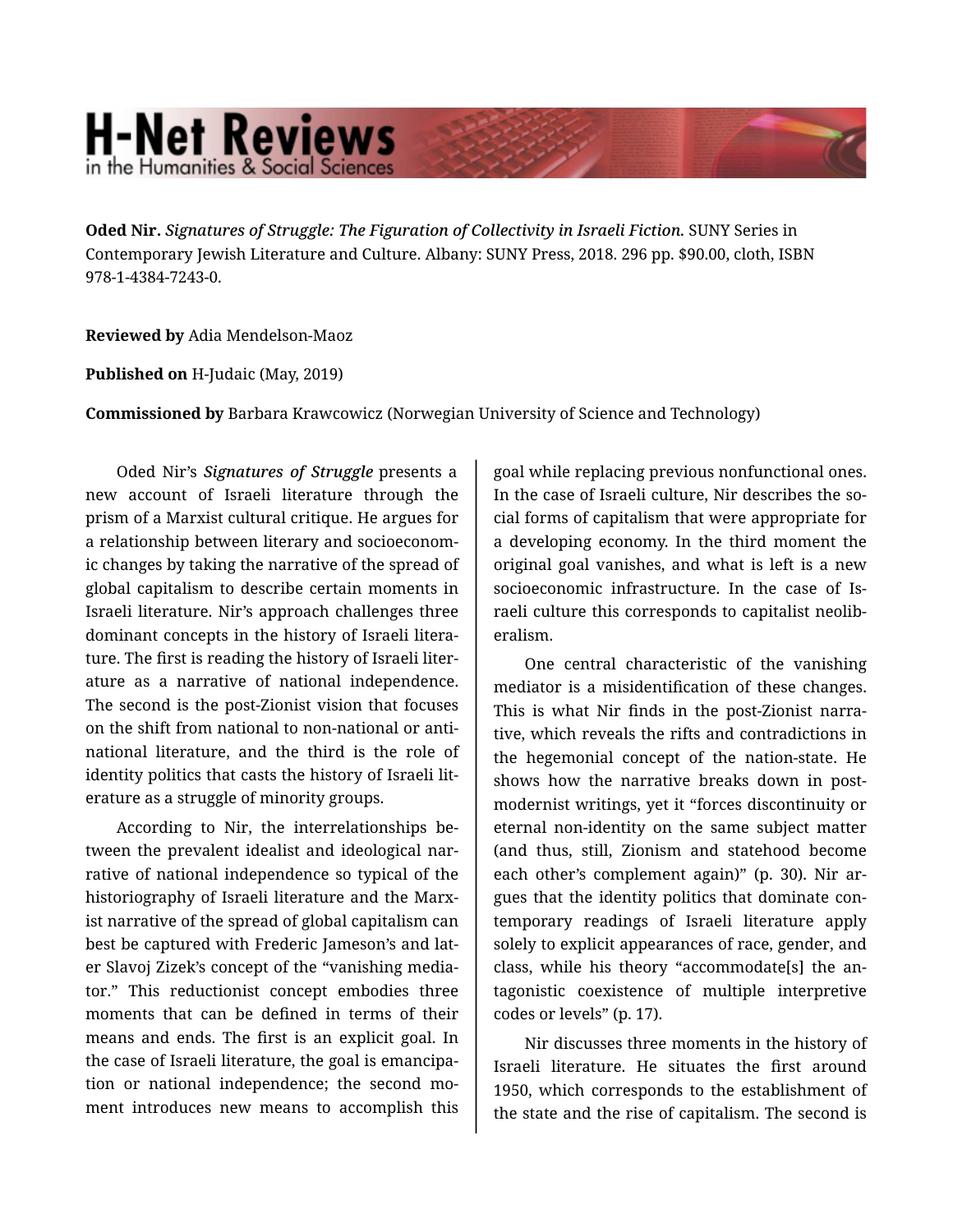# H-Net Reviews
in the Humanities & Social Sciences

**Oded Nir.** *Signatures of Struggle: The Figuration of Collectivity in Israeli Fiction.* SUNY Series in Contemporary Jewish Literature and Culture. Albany: SUNY Press, 2018. 296 pp. $90.00, cloth, ISBN 978-1-4384-7243-0.

**Reviewed by** Adia Mendelson-Maoz

**Published on** H-Judaic (May, 2019)

**Commissioned by** Barbara Krawcowicz (Norwegian University of Science and Technology)

Oded Nir's *Signatures of Struggle* presents a new account of Israeli literature through the prism of a Marxist cultural critique. He argues for a relationship between literary and socioeconomic changes by taking the narrative of the spread of global capitalism to describe certain moments in Israeli literature. Nir's approach challenges three dominant concepts in the history of Israeli literature. The first is reading the history of Israeli literature as a narrative of national independence. The second is the post-Zionist vision that focuses on the shift from national to non-national or anti-national literature, and the third is the role of identity politics that casts the history of Israeli literature as a struggle of minority groups.

According to Nir, the interrelationships between the prevalent idealist and ideological narrative of national independence so typical of the historiography of Israeli literature and the Marxist narrative of the spread of global capitalism can best be captured with Frederic Jameson's and later Slavoj Zizek's concept of the "vanishing mediator." This reductionist concept embodies three moments that can be defined in terms of their means and ends. The first is an explicit goal. In the case of Israeli literature, the goal is emancipation or national independence; the second moment introduces new means to accomplish this goal while replacing previous nonfunctional ones. In the case of Israeli culture, Nir describes the social forms of capitalism that were appropriate for a developing economy. In the third moment the original goal vanishes, and what is left is a new socioeconomic infrastructure. In the case of Israeli culture this corresponds to capitalist neoliberalism.

One central characteristic of the vanishing mediator is a misidentification of these changes. This is what Nir finds in the post-Zionist narrative, which reveals the rifts and contradictions in the hegemonial concept of the nation-state. He shows how the narrative breaks down in postmodernist writings, yet it "forces discontinuity or eternal non-identity on the same subject matter (and thus, still, Zionism and statehood become each other's complement again)" (p. 30). Nir argues that the identity politics that dominate contemporary readings of Israeli literature apply solely to explicit appearances of race, gender, and class, while his theory "accommodate[s] the antagonistic coexistence of multiple interpretive codes or levels" (p. 17).

Nir discusses three moments in the history of Israeli literature. He situates the first around 1950, which corresponds to the establishment of the state and the rise of capitalism. The second is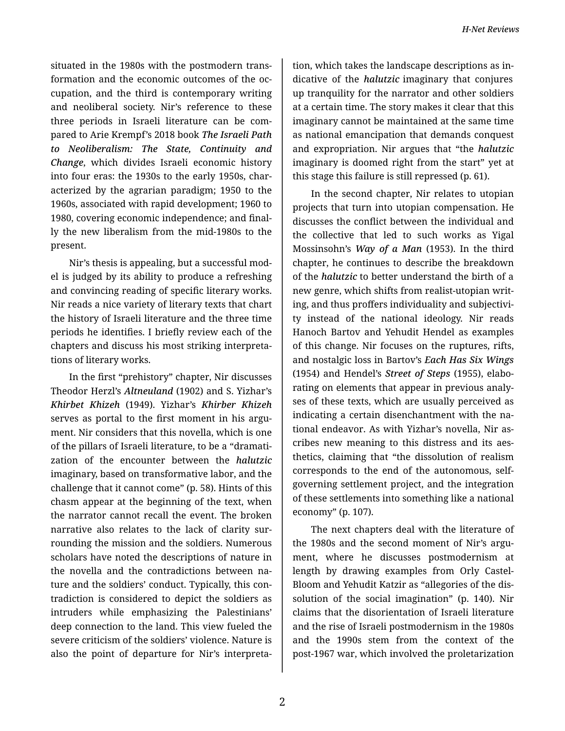situated in the 1980s with the postmodern transformation and the economic outcomes of the occupation, and the third is contemporary writing and neoliberal society. Nir's reference to these three periods in Israeli literature can be compared to Arie Krempf's 2018 book ***The Israeli Path to Neoliberalism: The State, Continuity and Change***, which divides Israeli economic history into four eras: the 1930s to the early 1950s, characterized by the agrarian paradigm; 1950 to the 1960s, associated with rapid development; 1960 to 1980, covering economic independence; and finally the new liberalism from the mid-1980s to the present.

Nir's thesis is appealing, but a successful model is judged by its ability to produce a refreshing and convincing reading of specific literary works. Nir reads a nice variety of literary texts that chart the history of Israeli literature and the three time periods he identifies. I briefly review each of the chapters and discuss his most striking interpretations of literary works.

In the first "prehistory" chapter, Nir discusses Theodor Herzl's ***Altneuland*** (1902) and S. Yizhar's ***Khirbet Khizeh*** (1949). Yizhar's ***Khirber Khizeh*** serves as portal to the first moment in his argument. Nir considers that this novella, which is one of the pillars of Israeli literature, to be a "dramatization of the encounter between the ***halutzic*** imaginary, based on transformative labor, and the challenge that it cannot come" (p. 58). Hints of this chasm appear at the beginning of the text, when the narrator cannot recall the event. The broken narrative also relates to the lack of clarity surrounding the mission and the soldiers. Numerous scholars have noted the descriptions of nature in the novella and the contradictions between nature and the soldiers' conduct. Typically, this contradiction is considered to depict the soldiers as intruders while emphasizing the Palestinians' deep connection to the land. This view fueled the severe criticism of the soldiers' violence. Nature is also the point of departure for Nir's interpretation, which takes the landscape descriptions as indicative of the ***halutzic*** imaginary that conjures up tranquility for the narrator and other soldiers at a certain time. The story makes it clear that this imaginary cannot be maintained at the same time as national emancipation that demands conquest and expropriation. Nir argues that "the ***halutzic*** imaginary is doomed right from the start" yet at this stage this failure is still repressed (p. 61).

In the second chapter, Nir relates to utopian projects that turn into utopian compensation. He discusses the conflict between the individual and the collective that led to such works as Yigal Mossinsohn's ***Way of a Man*** (1953). In the third chapter, he continues to describe the breakdown of the ***halutzic*** to better understand the birth of a new genre, which shifts from realist-utopian writing, and thus proffers individuality and subjectivity instead of the national ideology. Nir reads Hanoch Bartov and Yehudit Hendel as examples of this change. Nir focuses on the ruptures, rifts, and nostalgic loss in Bartov's ***Each Has Six Wings*** (1954) and Hendel's ***Street of Steps*** (1955), elaborating on elements that appear in previous analyses of these texts, which are usually perceived as indicating a certain disenchantment with the national endeavor. As with Yizhar's novella, Nir ascribes new meaning to this distress and its aesthetics, claiming that "the dissolution of realism corresponds to the end of the autonomous, self-governing settlement project, and the integration of these settlements into something like a national economy" (p. 107).

The next chapters deal with the literature of the 1980s and the second moment of Nir's argument, where he discusses postmodernism at length by drawing examples from Orly Castel-Bloom and Yehudit Katzir as "allegories of the dissolution of the social imagination" (p. 140). Nir claims that the disorientation of Israeli literature and the rise of Israeli postmodernism in the 1980s and the 1990s stem from the context of the post-1967 war, which involved the proletarization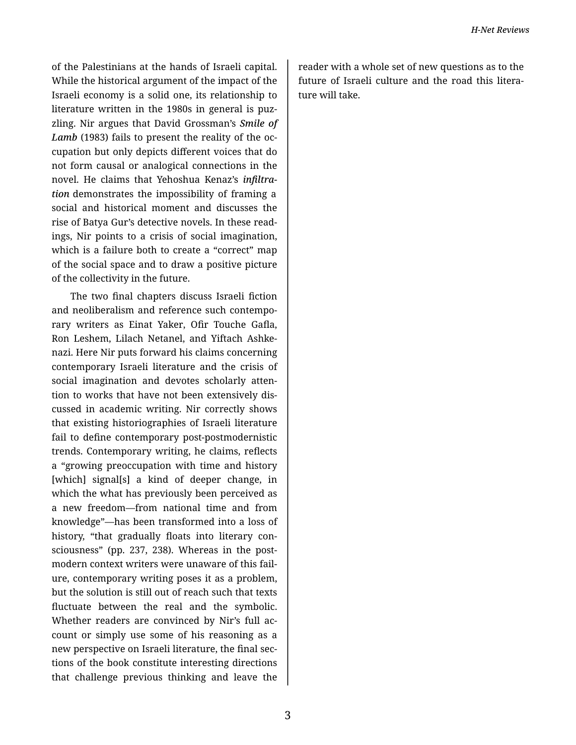of the Palestinians at the hands of Israeli capital. While the historical argument of the impact of the Israeli economy is a solid one, its relationship to literature written in the 1980s in general is puzzling. Nir argues that David Grossman's ***Smile of Lamb*** (1983) fails to present the reality of the occupation but only depicts different voices that do not form causal or analogical connections in the novel. He claims that Yehoshua Kenaz's ***infiltration*** demonstrates the impossibility of framing a social and historical moment and discusses the rise of Batya Gur's detective novels. In these readings, Nir points to a crisis of social imagination, which is a failure both to create a "correct" map of the social space and to draw a positive picture of the collectivity in the future.

The two final chapters discuss Israeli fiction and neoliberalism and reference such contemporary writers as Einat Yaker, Ofir Touche Gafla, Ron Leshem, Lilach Netanel, and Yiftach Ashkenazi. Here Nir puts forward his claims concerning contemporary Israeli literature and the crisis of social imagination and devotes scholarly attention to works that have not been extensively discussed in academic writing. Nir correctly shows that existing historiographies of Israeli literature fail to define contemporary post-postmodernistic trends. Contemporary writing, he claims, reflects a "growing preoccupation with time and history [which] signal[s] a kind of deeper change, in which the what has previously been perceived as a new freedom—from national time and from knowledge"—has been transformed into a loss of history, "that gradually floats into literary consciousness" (pp. 237, 238). Whereas in the postmodern context writers were unaware of this failure, contemporary writing poses it as a problem, but the solution is still out of reach such that texts fluctuate between the real and the symbolic. Whether readers are convinced by Nir's full account or simply use some of his reasoning as a new perspective on Israeli literature, the final sections of the book constitute interesting directions that challenge previous thinking and leave the reader with a whole set of new questions as to the future of Israeli culture and the road this literature will take.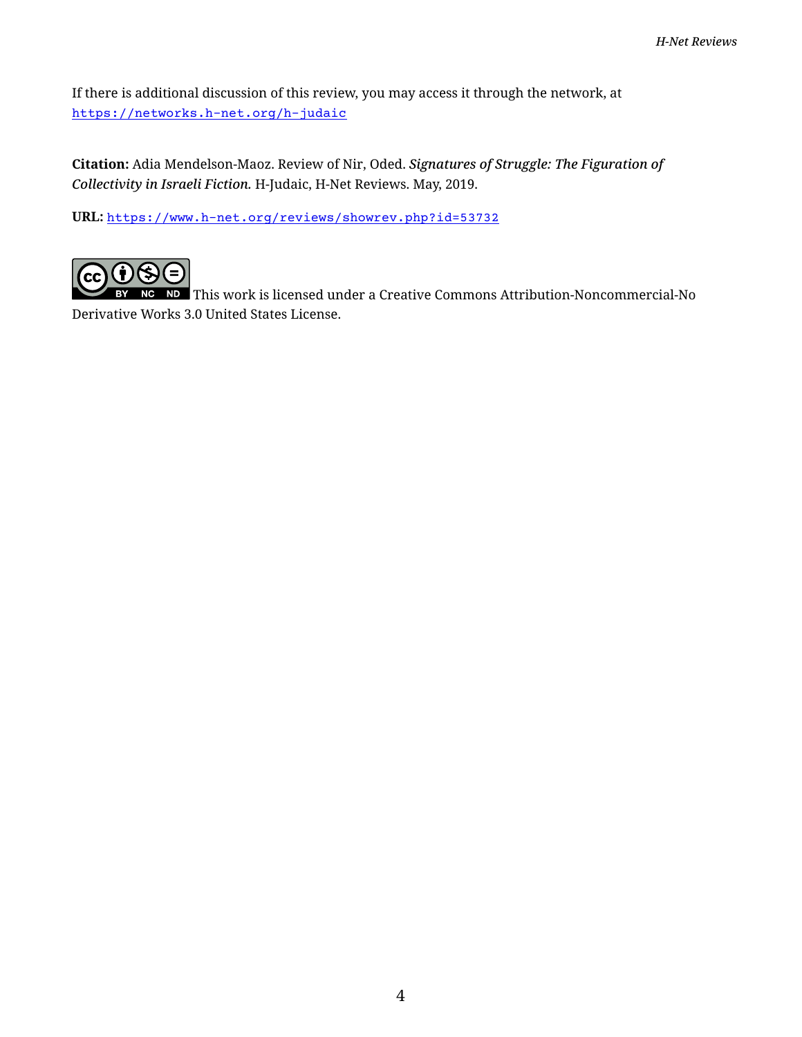If there is additional discussion of this review, you may access it through the network, at https://networks.h-net.org/h-judaic

**Citation:** Adia Mendelson-Maoz. Review of Nir, Oded. *Signatures of Struggle: The Figuration of Collectivity in Israeli Fiction.* H-Judaic, H-Net Reviews. May, 2019.

**URL:** https://www.h-net.org/reviews/showrev.php?id=53732

This work is licensed under a Creative Commons Attribution-Noncommercial-No Derivative Works 3.0 United States License.